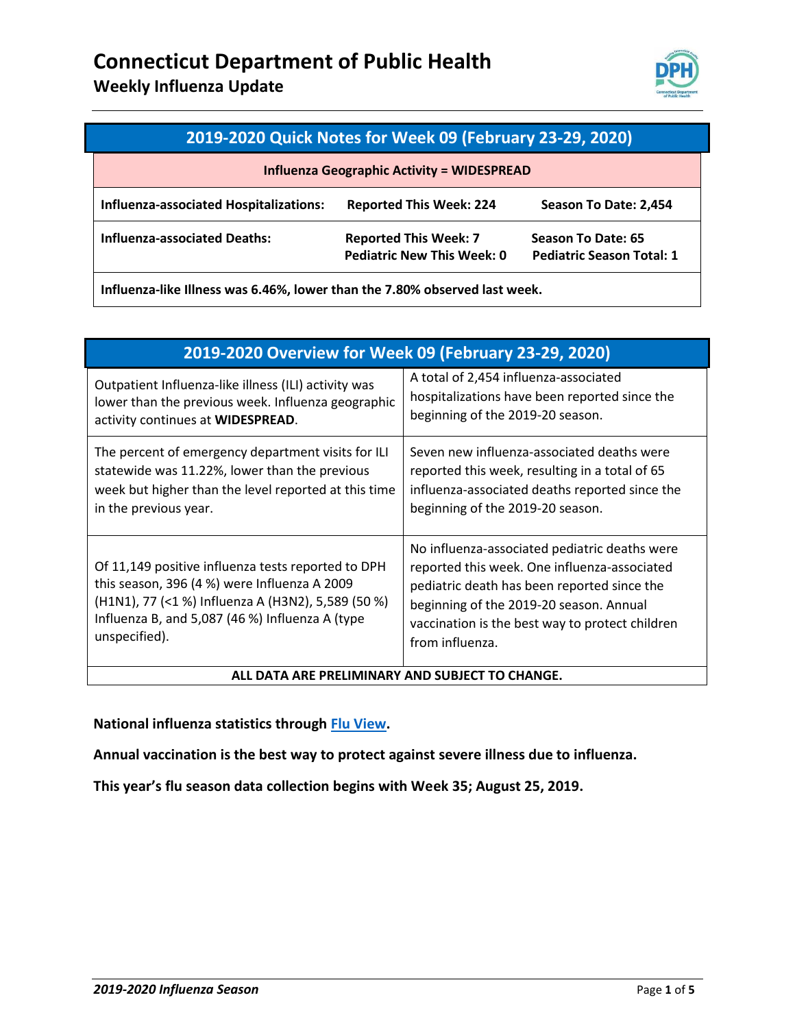# Connecticut Department of Public Health

## Weekly Influenza Update

| 2019-2020 Quick Notes for Week 09 (February 23-29, 2020) | | |
|---|---|---|
| **Influenza Geographic Activity = WIDESPREAD** | | |
| **Influenza-associated Hospitalizations:** | **Reported This Week: 224** | **Season To Date: 2,454** |
| **Influenza-associated Deaths:** | **Reported This Week: 7**<br>**Pediatric New This Week: 0** | **Season To Date: 65**<br>**Pediatric Season Total: 1** |
| **Influenza-like Illness was 6.46%, lower than the 7.80% observed last week.** | | |

| 2019-2020 Overview for Week 09 (February 23-29, 2020) | |
|---|---|
| Outpatient Influenza-like illness (ILI) activity was lower than the previous week. Influenza geographic activity continues at **WIDESPREAD**. | A total of 2,454 influenza-associated hospitalizations have been reported since the beginning of the 2019-20 season. |
| The percent of emergency department visits for ILI statewide was 11.22%, lower than the previous week but higher than the level reported at this time in the previous year. | Seven new influenza-associated deaths were reported this week, resulting in a total of 65 influenza-associated deaths reported since the beginning of the 2019-20 season. |
| Of 11,149 positive influenza tests reported to DPH this season, 396 (4 %) were Influenza A 2009 (H1N1), 77 (<1 %) Influenza A (H3N2), 5,589 (50 %) Influenza B, and 5,087 (46 %) Influenza A (type unspecified). | No influenza-associated pediatric deaths were reported this week. One influenza-associated pediatric death has been reported since the beginning of the 2019-20 season. Annual vaccination is the best way to protect children from influenza. |
| **ALL DATA ARE PRELIMINARY AND SUBJECT TO CHANGE.** | |

**National influenza statistics through Flu View.**

**Annual vaccination is the best way to protect against severe illness due to influenza.**

**This year's flu season data collection begins with Week 35; August 25, 2019.**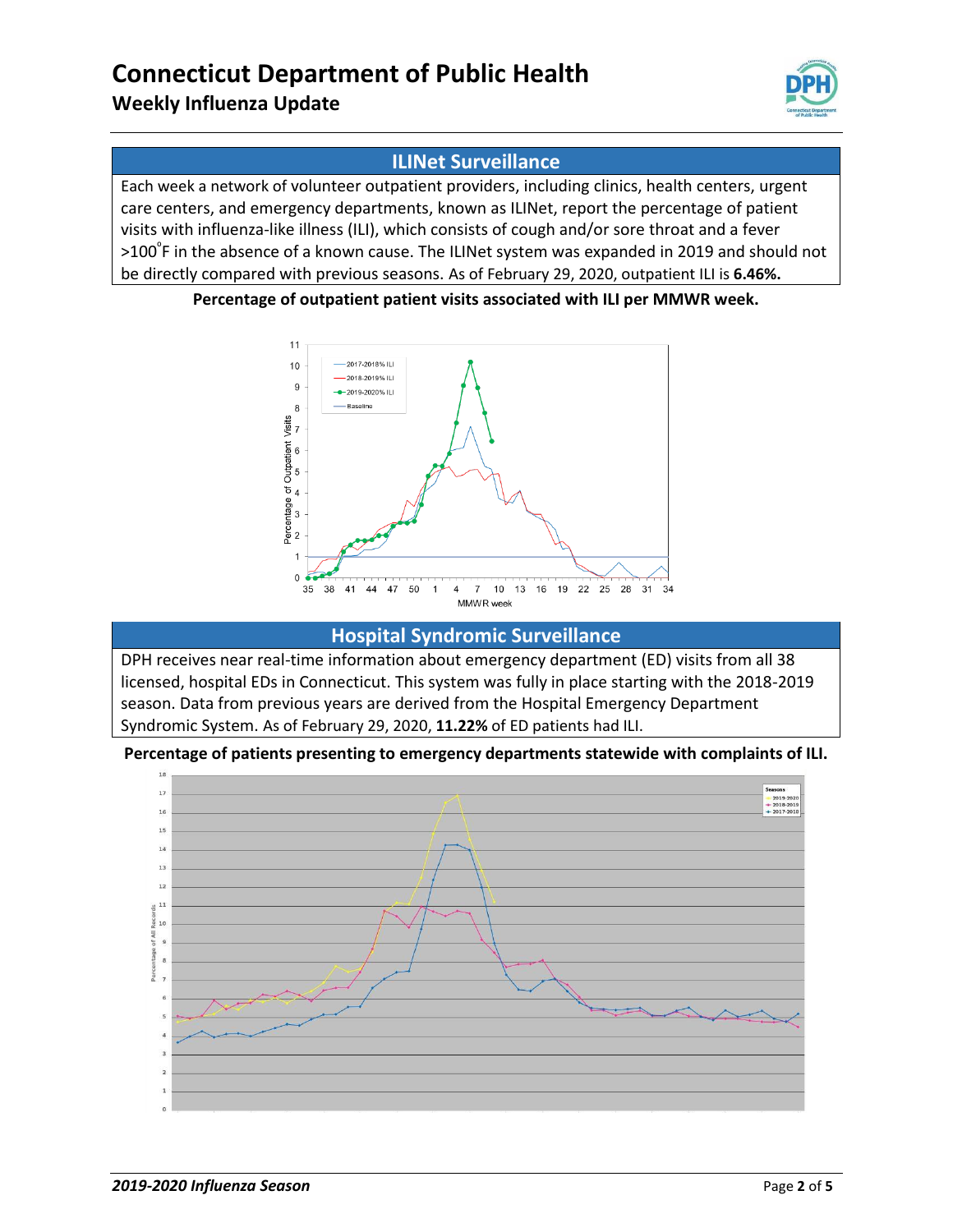## ILINet Surveillance

Each week a network of volunteer outpatient providers, including clinics, health centers, urgent care centers, and emergency departments, known as ILINet, report the percentage of patient visits with influenza-like illness (ILI), which consists of cough and/or sore throat and a fever >100°F in the absence of a known cause. The ILINet system was expanded in 2019 and should not be directly compared with previous seasons. As of February 29, 2020, outpatient ILI is **6.46%.**

**Percentage of outpatient patient visits associated with ILI per MMWR week.**

## Hospital Syndromic Surveillance

DPH receives near real-time information about emergency department (ED) visits from all 38 licensed, hospital EDs in Connecticut. This system was fully in place starting with the 2018-2019 season. Data from previous years are derived from the Hospital Emergency Department Syndromic System. As of February 29, 2020, **11.22%** of ED patients had ILI.

**Percentage of patients presenting to emergency departments statewide with complaints of ILI.**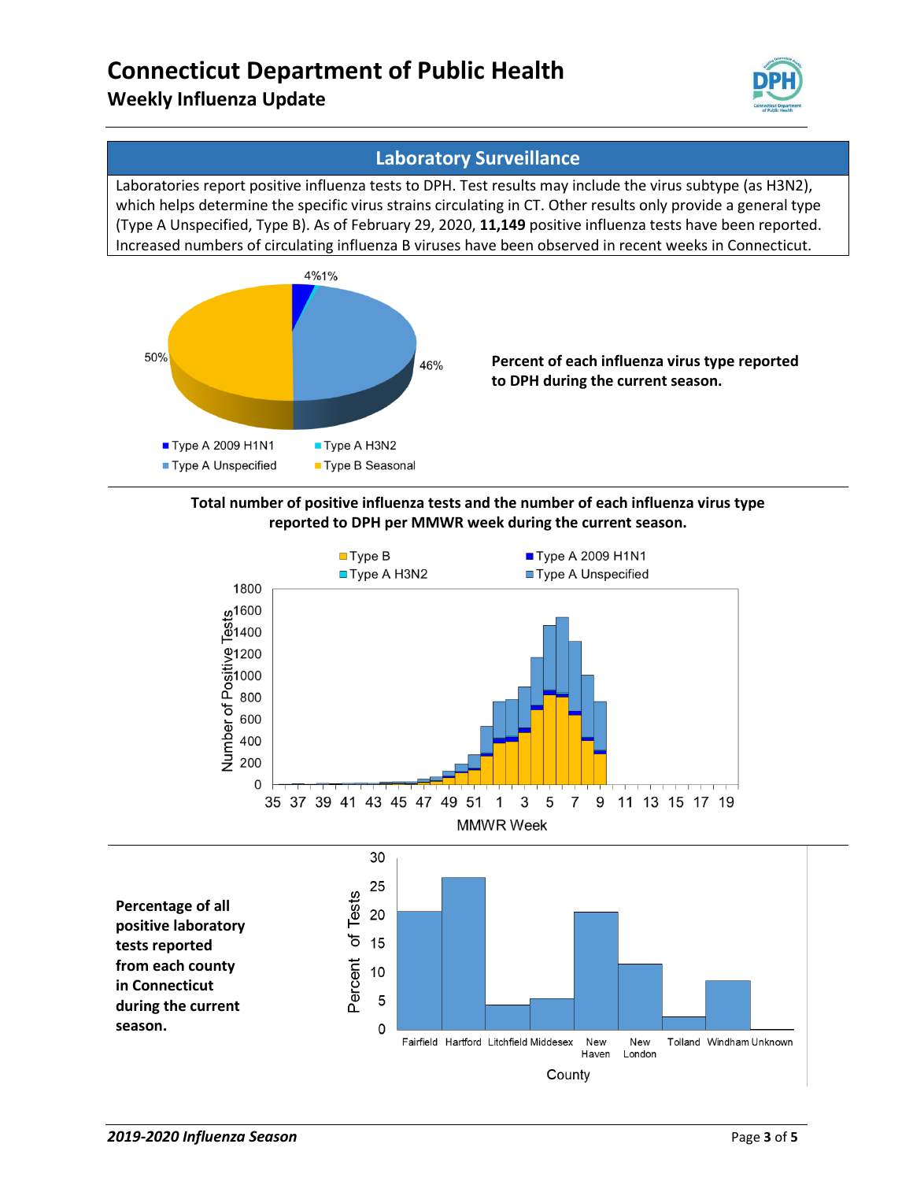## Laboratory Surveillance

Laboratories report positive influenza tests to DPH. Test results may include the virus subtype (as H3N2), which helps determine the specific virus strains circulating in CT. Other results only provide a general type (Type A Unspecified, Type B). As of February 29, 2020, **11,149** positive influenza tests have been reported. Increased numbers of circulating influenza B viruses have been observed in recent weeks in Connecticut.

**Percent of each influenza virus type reported to DPH during the current season.**

| Type | Percent |
|---|---|
| Type A 2009 H1N1 | 4% |
| Type A H3N2 | 1% |
| Type A Unspecified | 46% |
| Type B Seasonal | 50% |

**Total number of positive influenza tests and the number of each influenza virus type reported to DPH per MMWR week during the current season.**

**Percentage of all positive laboratory tests reported from each county in Connecticut during the current season.**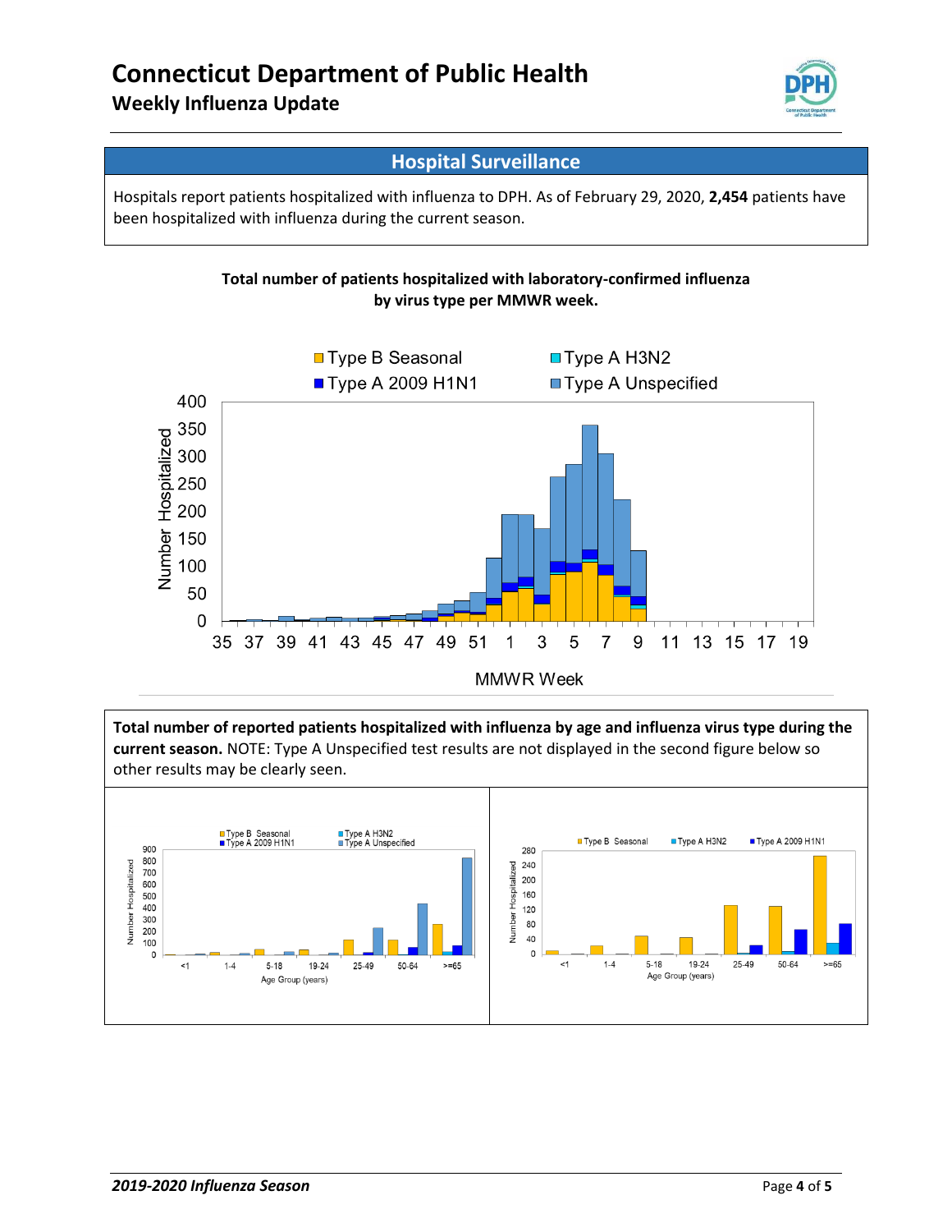## Hospital Surveillance

Hospitals report patients hospitalized with influenza to DPH. As of February 29, 2020, **2,454** patients have been hospitalized with influenza during the current season.

**Total number of patients hospitalized with laboratory-confirmed influenza by virus type per MMWR week.**

**Total number of reported patients hospitalized with influenza by age and influenza virus type during the current season.** NOTE: Type A Unspecified test results are not displayed in the second figure below so other results may be clearly seen.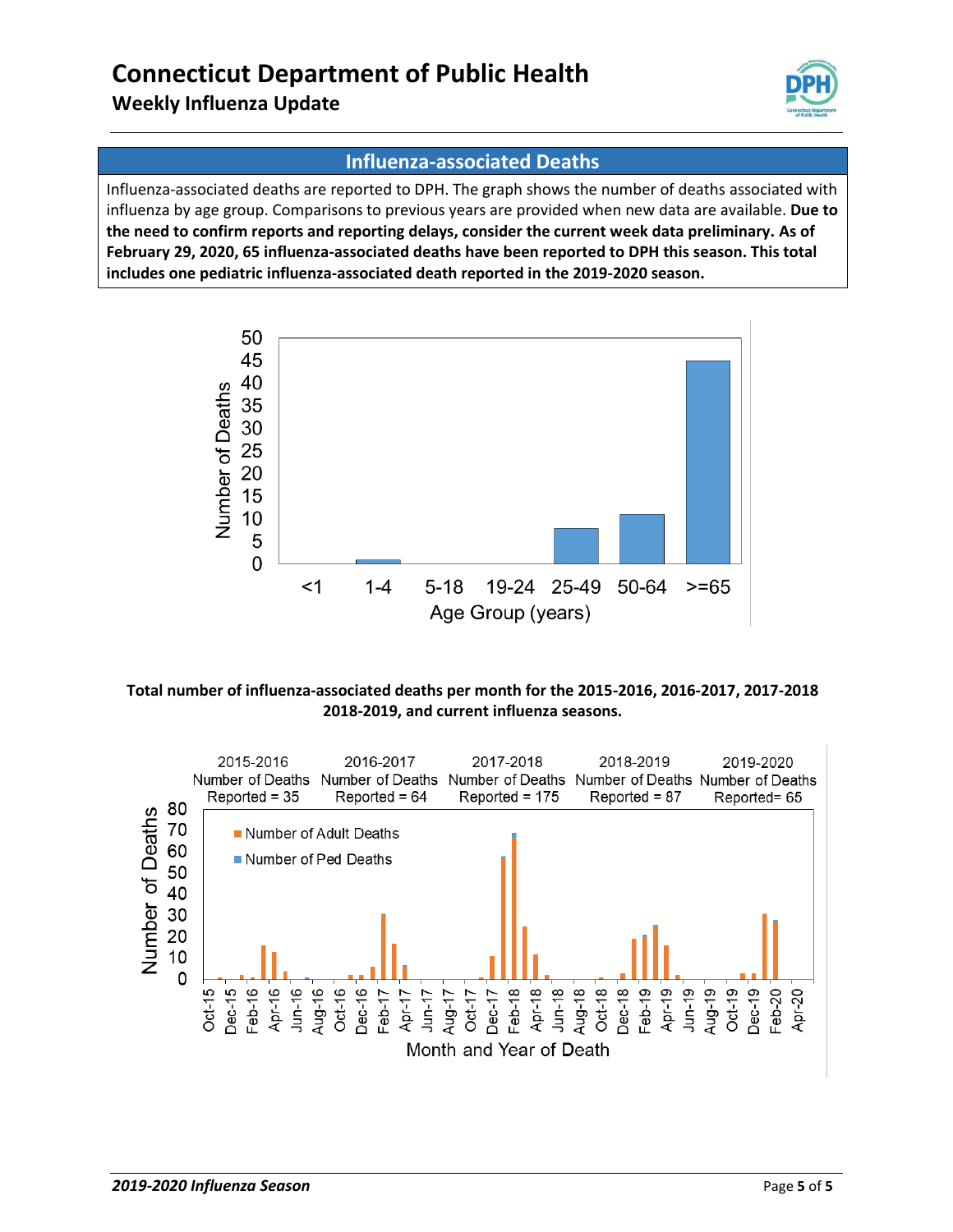# Connecticut Department of Public Health

## Weekly Influenza Update

### Influenza-associated Deaths

Influenza-associated deaths are reported to DPH. The graph shows the number of deaths associated with influenza by age group. Comparisons to previous years are provided when new data are available. **Due to the need to confirm reports and reporting delays, consider the current week data preliminary. As of February 29, 2020, 65 influenza-associated deaths have been reported to DPH this season. This total includes one pediatric influenza-associated death reported in the 2019-2020 season.**

Number of Deaths

50
45
40
35
30
25
20
15
10
5
0

<1
1-4
5-18
19-24
25-49
50-64
>=65

Age Group (years)

**Total number of influenza-associated deaths per month for the 2015-2016, 2016-2017, 2017-2018 2018-2019, and current influenza seasons.**

2015-2016 Number of Deaths Reported = 35

2016-2017 Number of Deaths Reported = 64

2017-2018 Number of Deaths Reported = 175

2018-2019 Number of Deaths Reported = 87

2019-2020 Number of Deaths Reported= 65

Number of Adult Deaths

Number of Ped Deaths

Number of Deaths

80
70
60
50
40
30
20
10
0

Oct-15
Dec-15
Feb-16
Apr-16
Jun-16
Aug-16
Oct-16
Dec-16
Feb-17
Apr-17
Jun-17
Aug-17
Oct-17
Dec-17
Feb-18
Apr-18
Jun-18
Aug-18
Oct-18
Dec-18
Feb-19
Apr-19
Jun-19
Aug-19
Oct-19
Dec-19
Feb-20
Apr-20

Month and Year of Death